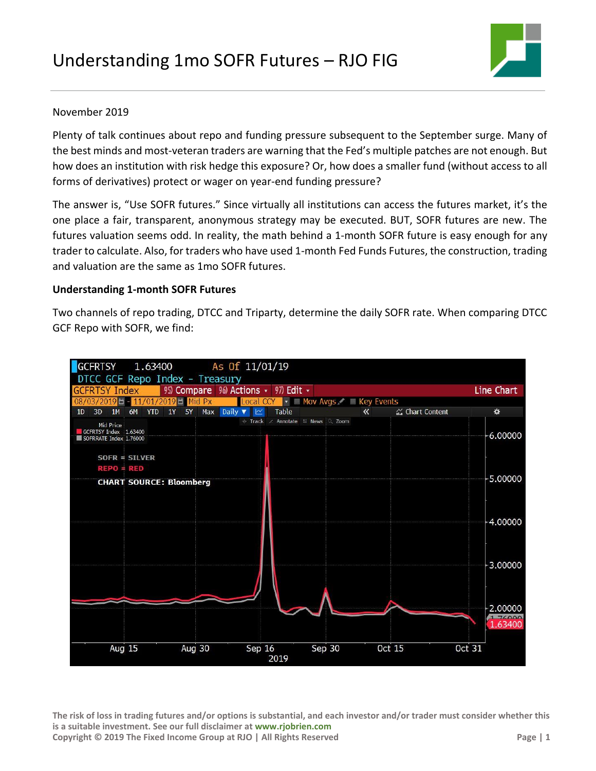# Understanding 1mo SOFR Futures – RJO FIG

November 2019

Plenty of talk continues about repo and funding pressure subsequent to the September surge. Many of the best minds and most-veteran traders are warning that the Fed's multiple patches are not enough. But how does an institution with risk hedge this exposure? Or, how does a smaller fund (without access to all forms of derivatives) protect or wager on year-end funding pressure?

The answer is, "Use SOFR futures." Since virtually all institutions can access the futures market, it's the one place a fair, transparent, anonymous strategy may be executed. BUT, SOFR futures are new. The futures valuation seems odd. In reality, the math behind a 1-month SOFR future is easy enough for any trader to calculate. Also, for traders who have used 1-month Fed Funds Futures, the construction, trading and valuation are the same as 1mo SOFR futures.

**Understanding 1-month SOFR Futures**

Two channels of repo trading, DTCC and Triparty, determine the daily SOFR rate. When comparing DTCC GCF Repo with SOFR, we find: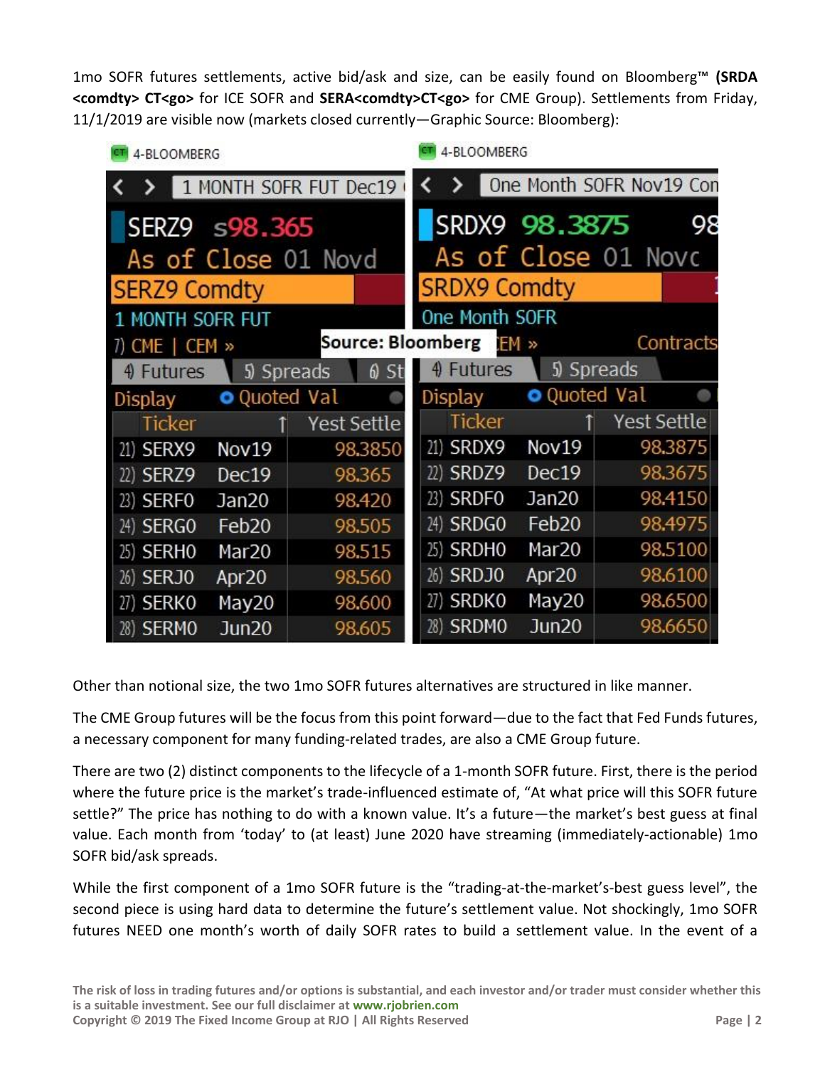1mo SOFR futures settlements, active bid/ask and size, can be easily found on Bloomberg™ **(SRDA <comdty> CT<go>** for ICE SOFR and **SERA<comdty>CT<go>** for CME Group). Settlements from Friday, 11/1/2019 are visible now (markets closed currently—Graphic Source: Bloomberg):

4-BLOOMBERG

1 MONTH SOFR FUT Dec19

SERZ9 s98.365

As of Close 01 Novd

SERZ9 Comdty

1 MONTH SOFR FUT

7) CME | CEM »

| Ticker | | Yest Settle |
|---|---|---|
| 21) SERX9 | Nov19 | 98.3850 |
| 22) SERZ9 | Dec19 | 98.365 |
| 23) SERF0 | Jan20 | 98.420 |
| 24) SERG0 | Feb20 | 98.505 |
| 25) SERH0 | Mar20 | 98.515 |
| 26) SERJ0 | Apr20 | 98.560 |
| 27) SERK0 | May20 | 98.600 |
| 28) SERM0 | Jun20 | 98.605 |

Source: Bloomberg

4-BLOOMBERG

One Month SOFR Nov19 Con

SRDX9 98.3875

As of Close 01 Novc

SRDX9 Comdty

One Month SOFR

| Ticker | | Yest Settle |
|---|---|---|
| 21) SRDX9 | Nov19 | 98.3875 |
| 22) SRDZ9 | Dec19 | 98.3675 |
| 23) SRDF0 | Jan20 | 98.4150 |
| 24) SRDG0 | Feb20 | 98.4975 |
| 25) SRDH0 | Mar20 | 98.5100 |
| 26) SRDJ0 | Apr20 | 98.6100 |
| 27) SRDK0 | May20 | 98.6500 |
| 28) SRDM0 | Jun20 | 98.6650 |

Other than notional size, the two 1mo SOFR futures alternatives are structured in like manner.

The CME Group futures will be the focus from this point forward—due to the fact that Fed Funds futures, a necessary component for many funding-related trades, are also a CME Group future.

There are two (2) distinct components to the lifecycle of a 1-month SOFR future. First, there is the period where the future price is the market's trade-influenced estimate of, "At what price will this SOFR future settle?" The price has nothing to do with a known value. It's a future—the market's best guess at final value. Each month from 'today' to (at least) June 2020 have streaming (immediately-actionable) 1mo SOFR bid/ask spreads.

While the first component of a 1mo SOFR future is the "trading-at-the-market's-best guess level", the second piece is using hard data to determine the future's settlement value. Not shockingly, 1mo SOFR futures NEED one month's worth of daily SOFR rates to build a settlement value. In the event of a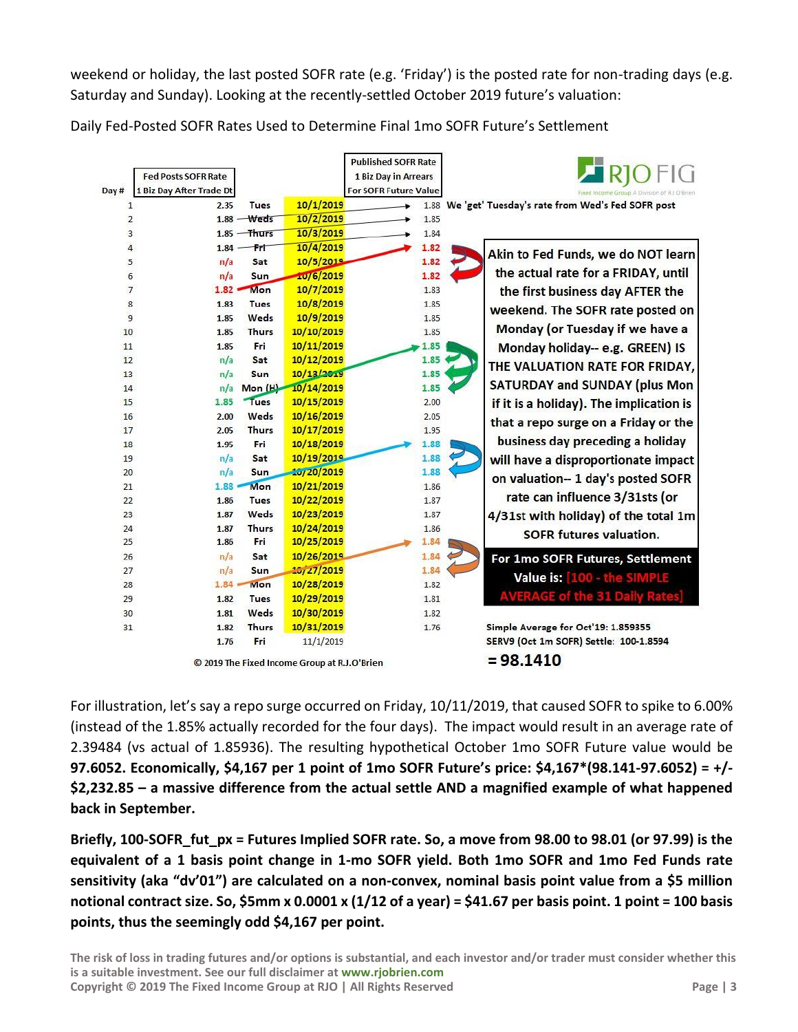weekend or holiday, the last posted SOFR rate (e.g. 'Friday') is the posted rate for non-trading days (e.g. Saturday and Sunday). Looking at the recently-settled October 2019 future's valuation:

Daily Fed-Posted SOFR Rates Used to Determine Final 1mo SOFR Future's Settlement

| Day # | Fed Posts SOFR Rate 1 Biz Day After Trade Dt | | | Published SOFR Rate 1 Biz Day in Arrears For SOFR Future Value | |
|---|---|---|---|---|---|
| 1 | 2.35 | Tues | 10/1/2019 | 1.88 | We 'get' Tuesday's rate from Wed's Fed SOFR post |
| 2 | 1.88 | Weds | 10/2/2019 | 1.85 | |
| 3 | 1.85 | Thurs | 10/3/2019 | 1.84 | |
| 4 | 1.84 | Fri | 10/4/2019 | 1.82 | |
| 5 | n/a | Sat | 10/5/2019 | 1.82 | |
| 6 | n/a | Sun | 10/6/2019 | 1.82 | |
| 7 | 1.82 | Mon | 10/7/2019 | 1.83 | |
| 8 | 1.83 | Tues | 10/8/2019 | 1.85 | |
| 9 | 1.85 | Weds | 10/9/2019 | 1.85 | |
| 10 | 1.85 | Thurs | 10/10/2019 | 1.85 | |
| 11 | 1.85 | Fri | 10/11/2019 | 1.85 | |
| 12 | n/a | Sat | 10/12/2019 | 1.85 | |
| 13 | n/a | Sun | 10/13/2019 | 1.85 | |
| 14 | n/a | Mon (H) | 10/14/2019 | 1.85 | |
| 15 | 1.85 | Tues | 10/15/2019 | 2.00 | |
| 16 | 2.00 | Weds | 10/16/2019 | 2.05 | |
| 17 | 2.05 | Thurs | 10/17/2019 | 1.95 | |
| 18 | 1.95 | Fri | 10/18/2019 | 1.88 | |
| 19 | n/a | Sat | 10/19/2019 | 1.88 | |
| 20 | n/a | Sun | 10/20/2019 | 1.88 | |
| 21 | 1.88 | Mon | 10/21/2019 | 1.86 | |
| 22 | 1.86 | Tues | 10/22/2019 | 1.87 | |
| 23 | 1.87 | Weds | 10/23/2019 | 1.87 | |
| 24 | 1.87 | Thurs | 10/24/2019 | 1.86 | |
| 25 | 1.86 | Fri | 10/25/2019 | 1.84 | |
| 26 | n/a | Sat | 10/26/2019 | 1.84 | |
| 27 | n/a | Sun | 10/27/2019 | 1.84 | |
| 28 | 1.84 | Mon | 10/28/2019 | 1.82 | |
| 29 | 1.82 | Tues | 10/29/2019 | 1.81 | |
| 30 | 1.81 | Weds | 10/30/2019 | 1.82 | |
| 31 | 1.82 | Thurs | 10/31/2019 | 1.76 | |
| | 1.76 | Fri | 11/1/2019 | | |

Akin to Fed Funds, we do NOT learn the actual rate for a FRIDAY, until the first business day AFTER the weekend. The SOFR rate posted on Monday (or Tuesday if we have a Monday holiday-- e.g. GREEN) IS THE VALUATION RATE FOR FRIDAY, SATURDAY and SUNDAY (plus Mon if it is a holiday). The implication is that a repo surge on a Friday or the business day preceding a holiday will have a disproportionate impact on valuation-- 1 day's posted SOFR rate can influence 3/31sts (or 4/31st with holiday) of the total 1m SOFR futures valuation.

For 1mo SOFR Futures, Settlement Value is: [100 - the SIMPLE AVERAGE of the 31 Daily Rates]

Simple Average for Oct'19: 1.859355

SERV9 (Oct 1m SOFR) Settle: 100-1.8594

**= 98.1410**

© 2019 The Fixed Income Group at R.J.O'Brien

For illustration, let's say a repo surge occurred on Friday, 10/11/2019, that caused SOFR to spike to 6.00% (instead of the 1.85% actually recorded for the four days). The impact would result in an average rate of 2.39484 (vs actual of 1.85936). The resulting hypothetical October 1mo SOFR Future value would be **97.6052. Economically, $4,167 per 1 point of 1mo SOFR Future's price: $4,167*(98.141-97.6052) = +/- $2,232.85 – a massive difference from the actual settle AND a magnified example of what happened back in September.**

**Briefly, 100-SOFR_fut_px = Futures Implied SOFR rate. So, a move from 98.00 to 98.01 (or 97.99) is the equivalent of a 1 basis point change in 1-mo SOFR yield. Both 1mo SOFR and 1mo Fed Funds rate sensitivity (aka "dv'01") are calculated on a non-convex, nominal basis point value from a $5 million notional contract size. So, $5mm x 0.0001 x (1/12 of a year) = $41.67 per basis point. 1 point = 100 basis points, thus the seemingly odd $4,167 per point.**

The risk of loss in trading futures and/or options is substantial, and each investor and/or trader must consider whether this is a suitable investment. See our full disclaimer at www.rjobrien.com
Copyright © 2019 The Fixed Income Group at RJO | All Rights Reserved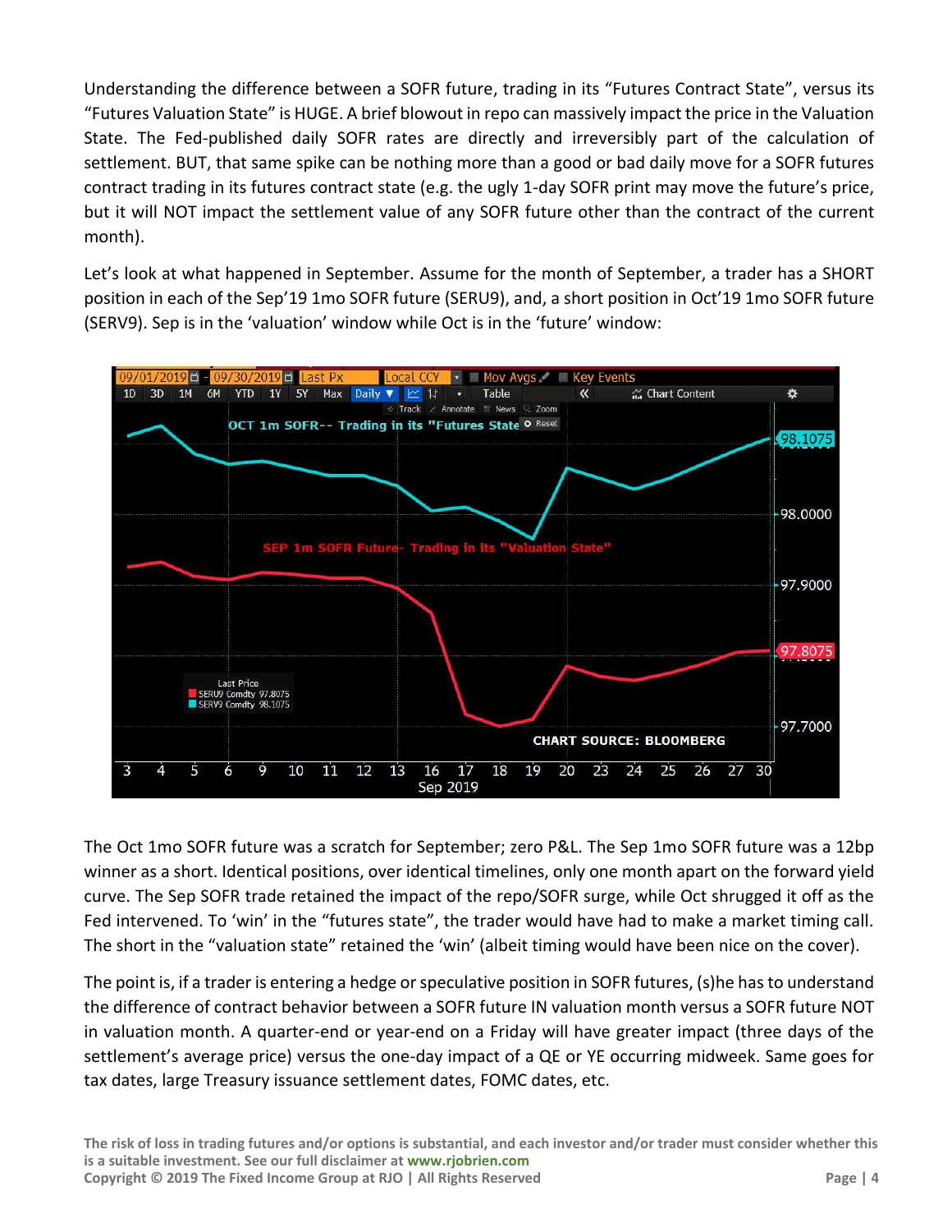Understanding the difference between a SOFR future, trading in its "Futures Contract State", versus its "Futures Valuation State" is HUGE. A brief blowout in repo can massively impact the price in the Valuation State. The Fed-published daily SOFR rates are directly and irreversibly part of the calculation of settlement. BUT, that same spike can be nothing more than a good or bad daily move for a SOFR futures contract trading in its futures contract state (e.g. the ugly 1-day SOFR print may move the future's price, but it will NOT impact the settlement value of any SOFR future other than the contract of the current month).

Let's look at what happened in September. Assume for the month of September, a trader has a SHORT position in each of the Sep'19 1mo SOFR future (SERU9), and, a short position in Oct'19 1mo SOFR future (SERV9). Sep is in the 'valuation' window while Oct is in the 'future' window:

The Oct 1mo SOFR future was a scratch for September; zero P&L. The Sep 1mo SOFR future was a 12bp winner as a short. Identical positions, over identical timelines, only one month apart on the forward yield curve. The Sep SOFR trade retained the impact of the repo/SOFR surge, while Oct shrugged it off as the Fed intervened. To 'win' in the "futures state", the trader would have had to make a market timing call. The short in the "valuation state" retained the 'win' (albeit timing would have been nice on the cover).

The point is, if a trader is entering a hedge or speculative position in SOFR futures, (s)he has to understand the difference of contract behavior between a SOFR future IN valuation month versus a SOFR future NOT in valuation month. A quarter-end or year-end on a Friday will have greater impact (three days of the settlement's average price) versus the one-day impact of a QE or YE occurring midweek. Same goes for tax dates, large Treasury issuance settlement dates, FOMC dates, etc.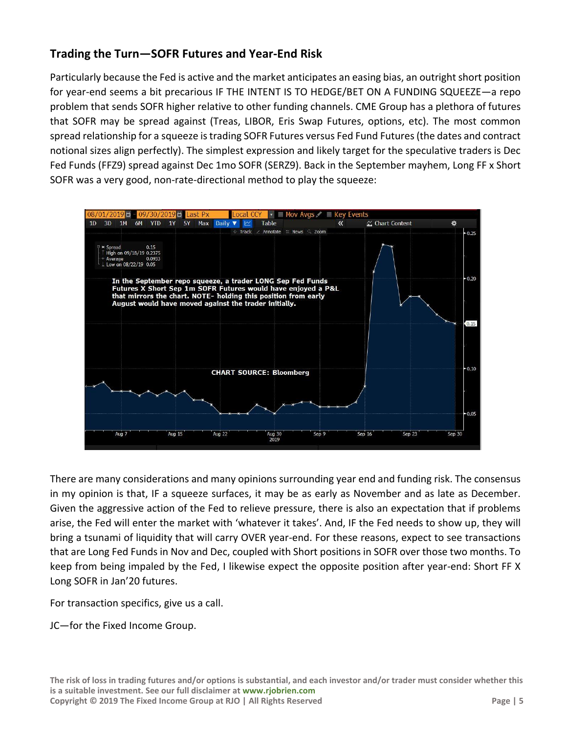## Trading the Turn—SOFR Futures and Year-End Risk

Particularly because the Fed is active and the market anticipates an easing bias, an outright short position for year-end seems a bit precarious IF THE INTENT IS TO HEDGE/BET ON A FUNDING SQUEEZE—a repo problem that sends SOFR higher relative to other funding channels. CME Group has a plethora of futures that SOFR may be spread against (Treas, LIBOR, Eris Swap Futures, options, etc). The most common spread relationship for a squeeze is trading SOFR Futures versus Fed Fund Futures (the dates and contract notional sizes align perfectly). The simplest expression and likely target for the speculative traders is Dec Fed Funds (FFZ9) spread against Dec 1mo SOFR (SERZ9). Back in the September mayhem, Long FF x Short SOFR was a very good, non-rate-directional method to play the squeeze:

There are many considerations and many opinions surrounding year end and funding risk. The consensus in my opinion is that, IF a squeeze surfaces, it may be as early as November and as late as December. Given the aggressive action of the Fed to relieve pressure, there is also an expectation that if problems arise, the Fed will enter the market with 'whatever it takes'. And, IF the Fed needs to show up, they will bring a tsunami of liquidity that will carry OVER year-end. For these reasons, expect to see transactions that are Long Fed Funds in Nov and Dec, coupled with Short positions in SOFR over those two months. To keep from being impaled by the Fed, I likewise expect the opposite position after year-end: Short FF X Long SOFR in Jan'20 futures.

For transaction specifics, give us a call.

JC—for the Fixed Income Group.

**The risk of loss in trading futures and/or options is substantial, and each investor and/or trader must consider whether this is a suitable investment. See our full disclaimer at www.rjobrien.com**
**Copyright © 2019 The Fixed Income Group at RJO | All Rights Reserved**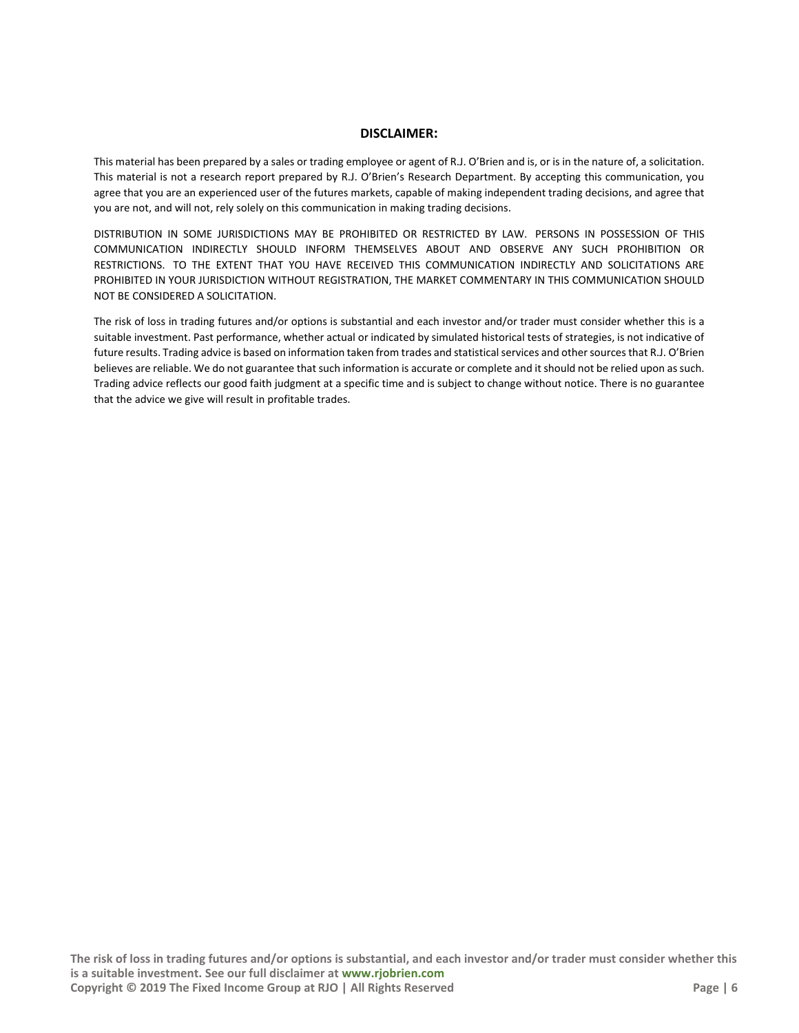## DISCLAIMER:

This material has been prepared by a sales or trading employee or agent of R.J. O'Brien and is, or is in the nature of, a solicitation. This material is not a research report prepared by R.J. O'Brien's Research Department. By accepting this communication, you agree that you are an experienced user of the futures markets, capable of making independent trading decisions, and agree that you are not, and will not, rely solely on this communication in making trading decisions.

DISTRIBUTION IN SOME JURISDICTIONS MAY BE PROHIBITED OR RESTRICTED BY LAW. PERSONS IN POSSESSION OF THIS COMMUNICATION INDIRECTLY SHOULD INFORM THEMSELVES ABOUT AND OBSERVE ANY SUCH PROHIBITION OR RESTRICTIONS. TO THE EXTENT THAT YOU HAVE RECEIVED THIS COMMUNICATION INDIRECTLY AND SOLICITATIONS ARE PROHIBITED IN YOUR JURISDICTION WITHOUT REGISTRATION, THE MARKET COMMENTARY IN THIS COMMUNICATION SHOULD NOT BE CONSIDERED A SOLICITATION.

The risk of loss in trading futures and/or options is substantial and each investor and/or trader must consider whether this is a suitable investment. Past performance, whether actual or indicated by simulated historical tests of strategies, is not indicative of future results. Trading advice is based on information taken from trades and statistical services and other sources that R.J. O'Brien believes are reliable. We do not guarantee that such information is accurate or complete and it should not be relied upon as such. Trading advice reflects our good faith judgment at a specific time and is subject to change without notice. There is no guarantee that the advice we give will result in profitable trades.